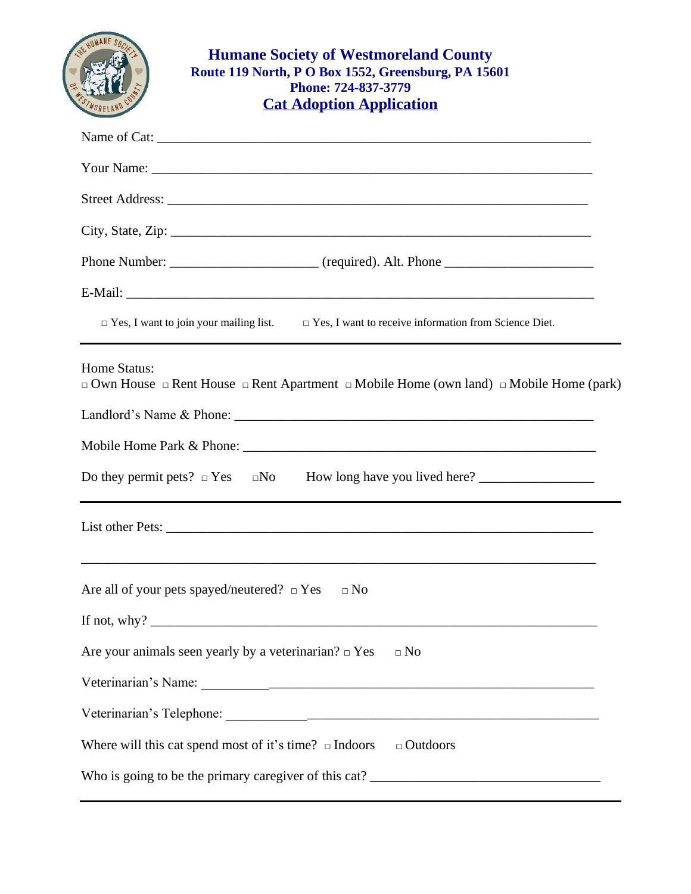# Humane Society of Westmoreland County

**Route 119 North, P O Box 1552, Greensburg, PA 15601**

**Phone: 724-837-3779**

## Cat Adoption Application

Name of Cat: ______________________________________________________________

Your Name: ______________________________________________________________

Street Address: ___________________________________________________________

City, State, Zip: __________________________________________________________

Phone Number: _____________________ (required). Alt. Phone _____________________

E-Mail: _________________________________________________________________

□ Yes, I want to join your mailing list.  □ Yes, I want to receive information from Science Diet.

---

Home Status:

□ Own House □ Rent House □ Rent Apartment □ Mobile Home (own land) □ Mobile Home (park)

Landlord's Name & Phone: __________________________________________________

Mobile Home Park & Phone: _________________________________________________

Do they permit pets? □ Yes □No  How long have you lived here? ________________

---

List other Pets: ___________________________________________________________

_______________________________________________________________________

Are all of your pets spayed/neutered? □ Yes □ No

If not, why? _______________________________________________________________

Are your animals seen yearly by a veterinarian? □ Yes □ No

Veterinarian's Name: _______________________________________________________

Veterinarian's Telephone: ___________________________________________________

Where will this cat spend most of it's time? □ Indoors □ Outdoors

Who is going to be the primary caregiver of this cat? ________________________________

---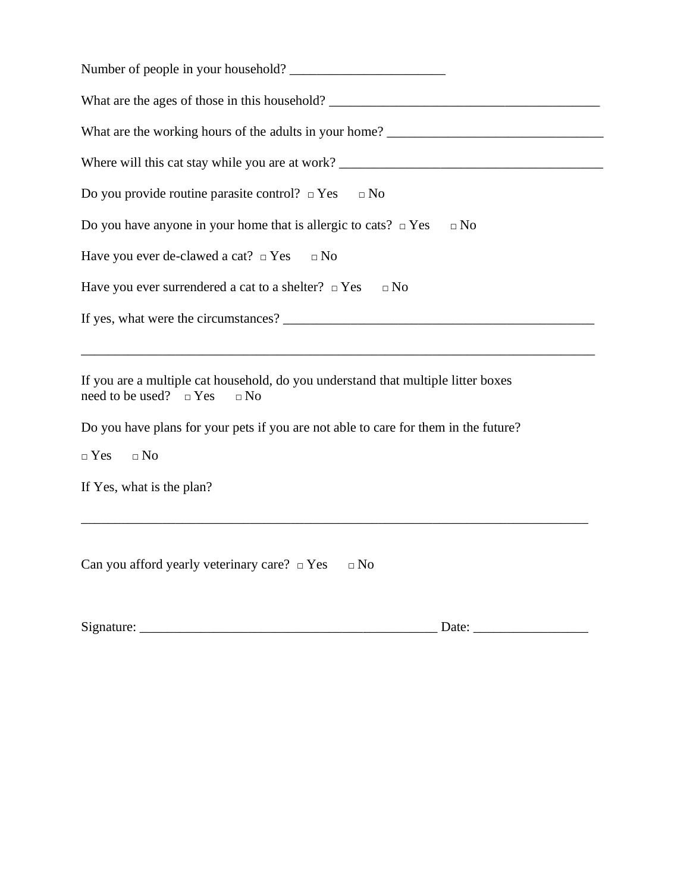Number of people in your household? _______________________

What are the ages of those in this household? ________________________________________

What are the working hours of the adults in your home? ________________________________

Where will this cat stay while you are at work? ______________________________________

Do you provide routine parasite control? □ Yes □ No

Do you have anyone in your home that is allergic to cats? □ Yes □ No

Have you ever de-clawed a cat? □ Yes □ No

Have you ever surrendered a cat to a shelter? □ Yes □ No

If yes, what were the circumstances? ______________________________________________

_____________________________________________________________________________

If you are a multiple cat household, do you understand that multiple litter boxes need to be used? □ Yes □ No

Do you have plans for your pets if you are not able to care for them in the future?

□ Yes □ No

If Yes, what is the plan?

_____________________________________________________________________________

Can you afford yearly veterinary care? □ Yes □ No

Signature: ____________________________________________ Date: ________________